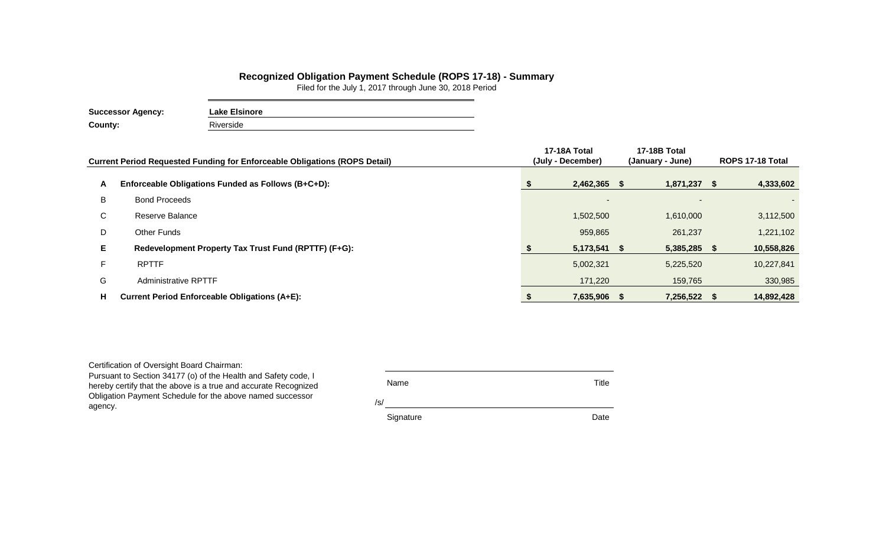## Recognized Obligation Payment Schedule (ROPS 17-18) - Summary

Filed for the July 1, 2017 through June 30, 2018 Period

**Successor Agency:** **Lake Elsinore**

**County:** Riverside

| | **Current Period Requested Funding for Enforceable Obligations (ROPS Detail)** | **17-18A Total (July - December)** | **17-18B Total (January - June)** | **ROPS 17-18 Total** |
|---|---|---|---|---|
| **A** | **Enforceable Obligations Funded as Follows (B+C+D):** | **$ 2,462,365** | **$ 1,871,237** | **$ 4,333,602** |
| B | Bond Proceeds | - | - | - |
| C | Reserve Balance | 1,502,500 | 1,610,000 | 3,112,500 |
| D | Other Funds | 959,865 | 261,237 | 1,221,102 |
| **E** | **Redevelopment Property Tax Trust Fund (RPTTF) (F+G):** | **$ 5,173,541** | **$ 5,385,285** | **$ 10,558,826** |
| F | RPTTF | 5,002,321 | 5,225,520 | 10,227,841 |
| G | Administrative RPTTF | 171,220 | 159,765 | 330,985 |
| **H** | **Current Period Enforceable Obligations (A+E):** | **$ 7,635,906** | **$ 7,256,522** | **$ 14,892,428** |

Certification of Oversight Board Chairman:
Pursuant to Section 34177 (o) of the Health and Safety code, I hereby certify that the above is a true and accurate Recognized Obligation Payment Schedule for the above named successor agency.

Name &nbsp;&nbsp;&nbsp;&nbsp;&nbsp;&nbsp;&nbsp;&nbsp;&nbsp;&nbsp;&nbsp;&nbsp;&nbsp;&nbsp;&nbsp;&nbsp;&nbsp;&nbsp;&nbsp;&nbsp; Title

/s/

Signature &nbsp;&nbsp;&nbsp;&nbsp;&nbsp;&nbsp;&nbsp;&nbsp;&nbsp;&nbsp;&nbsp;&nbsp;&nbsp;&nbsp;&nbsp;&nbsp; Date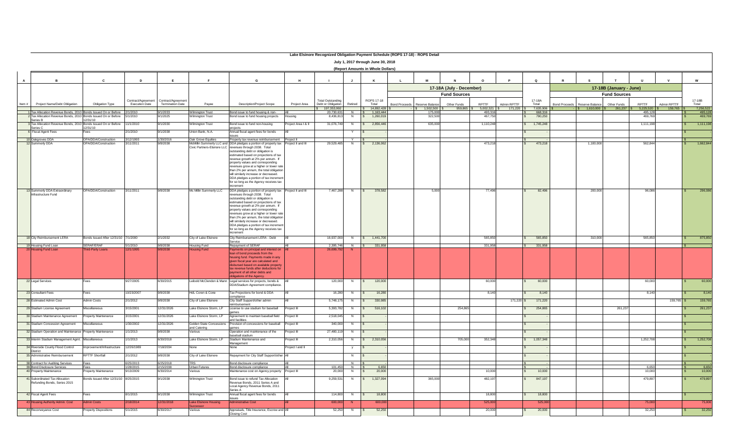# Lake Elsinore Recognized Obligation Payment Schedule (ROPS 17-18) - ROPS Detail

## July 1, 2017 through June 30, 2018

### (Report Amounts in Whole Dollars)

| A | B | C | D | E | F | G | H | I | J | K | L | M | N | O | P | Q | R | S | T | U | V | W |
|---|---|---|---|---|---|---|---|---|---|---|---|---|---|---|---|---|---|---|---|---|---|---|
| | | | | | | | | | | | 17-18A (July - December) | | | | | | 17-18B (January - June) | | | | | |
| | | | | | | | | | | | Fund Sources | | | | | | Fund Sources | | | | | |
| Item # | Project Name/Debt Obligation | Obligation Type | Contract/Agreement Execution Date | Contract/Agreement Termination Date | Payee | Description/Project Scope | Project Area | Total Outstanding Debt or Obligation | Retired | ROPS 17-18 Total | Bond Proceeds | Reserve Balance | Other Funds | RPTTF | Admin RPTTF | 17-18A Total | Bond Proceeds | Reserve Balance | Other Funds | RPTTF | Admin RPTTF | 17-18B Total |
| | | | | | | | | $ 197,353,992 | | $ 14,892,428 | $ - | $ 1,502,500 | $ 959,865 | $ 5,002,321 | $ 171,220 | $ 7,635,906 | $ - | $ 1,610,000 | $ 261,237 | $ 5,225,520 | $ 159,765 | $ 7,256,522 |
| 1 | Tax Allocation Revenue Bonds, 2010 Series A | Bonds Issued On or Before 12/31/10 | 2/1/2010 | 9/1/2033 | Wilmington Trust | Bond issue to fund housing & non-housing projects | All | 20,730,631 | N | $ 1,163,444 | | 175,000 | | 493,316 | | $ 668,316 | | | | 495,128 | | $ 495,128 |
| 2 | Tax Allocation Revenue Bonds, 2010 Series B | Bonds Issued On or Before 12/31/10 | 5/1/2010 | 9/1/2025 | Wilmington Trust | Bond issue to fund housing projects | Housing | 8,436,813 | N | $ 1,260,019 | | 322,500 | | 467,750 | | $ 790,250 | | | | 469,769 | | $ 469,769 |
| 3 | Tax Allocation Revenue Bonds, 2010 Series C | Bonds Issued On or Before 12/31/10 | 11/1/2010 | 9/1/2030 | Wilmington Trust | Bond issue to fund non-housing projects | Project Area I & II | 31,076,749 | N | $ 2,856,446 | | 635,000 | | 1,110,248 | | $ 1,745,248 | | | | 1,111,198 | | $ 1,111,198 |
| 6 | Fiscal Agent Fees | Fees | 2/1/2010 | 9/1/2038 | Union Bank, N.A. | Annual fiscal agent fees for bonds issues | All | | Y | $ - | | | | | | $ - | | | | | | $ - |
| 10 | Oakgroves DDA | OPA/DDA/Construction | 3/12/1993 | 1/30/2016 | Oak Grove Equities | Property tax revenue reimbursement | Project II | | Y | $ - | | | | | | $ - | | | | | | $ - |
| 12 | Summerly DDA | OPA/DDA/Construction | 3/11/2011 | 9/8/2038 | McMillin Summerly LLC and Civic Partners-Elsinore LLC | DDA pledges a portion of property tax revenues through 2038. Total outstanding debt or obligation is estimated based on projections of tax revenue growth at 2% per annum. If property values and corresponding revenues grow at a higher or lower rate than 2% per annum, the total obligation will similarly increase or decreased. DDA pledges a portion of tax increment for so long as the Agency receives tax increment | Project II and III | 29,529,485 | N | $ 2,136,062 | | | | 473,218 | | $ 473,218 | | 1,100,000 | | 562,844 | | $ 1,662,844 |
| 13 | Summerly DDA Extraordinary Infrastructure Fund | OPA/DDA/Construction | 3/11/2011 | 9/8/2038 | Mc Millin Summerly LLC | DDA pledges a portion of property tax revenues through 2038. Total outstanding debt or obligation is estimated based on projections of tax revenue growth at 2% per annum. If property values and corresponding revenues grow at a higher or lower rate than 2% per annum, the total obligation will similarly increase or decreased. DDA pledges a portion of tax increment for so long as the Agency receives tax increment | Project II and III | 7,467,288 | N | $ 378,582 | | 5,000 | | 77,496 | | $ 82,496 | | 200,000 | | 96,086 | | $ 296,086 |
| 18 | City Reimbursement LERA | Bonds Issued After 12/31/10 | 7/1/2000 | 2/1/2032 | City of Lake Elsinore | City Reimbursement LERA - Debt Service | All | 16,937,000 | N | $ 1,441,700 | | | | 565,850 | | $ 565,850 | | 310,000 | | 565,850 | | $ 875,850 |
| 19 | Housing Fund Loan | SERAF/ERAF | 5/1/2010 | 9/8/2038 | Housing Fund | Repayment of SERAF | All | 2,395,746 | N | $ 331,958 | | | | 331,958 | | $ 331,958 | | | | | | $ - |
| 20 | Housing Fund Loan | Third-Party Loans | 12/1/1995 | 9/8/2038 | Housing Fund | Payments on principal and interest on loan of bond proceeds from the housing fund. Payments made in any given fiscal year are calculated and disbursed based on available property tax revenue funds after deductions for payment of all other debts and obligations of the Agency. | All | 26,699,762 | N | | | | | | | | | | | | | |
| 22 | Legal Services | Fees | 9/27/2005 | 6/30/2015 | Leibold McClendon & Mann | Legal services for projects, bonds & DDA/Stadium Agreement compliance. | All | 120,000 | N | $ 120,000 | | | | 60,000 | | $ 60,000 | | | | 60,000 | | $ 60,000 |
| 23 | Consultant Fees | Fees | 10/23/2007 | 9/8/2038 | HdL Coren & Cone | Tax Projections for bond & DDA compliance | All | 16,280 | N | $ 16,280 | | | | 8,140 | | $ 8,140 | | | | 8,140 | | $ 8,140 |
| 28 | Estimated Admin Cost | Admin Costs | 2/1/2012 | 9/8/2038 | City of Lake Elsinore | City Staff Support/other admin reimbursement | All | 5,748,175 | N | $ 330,985 | | | | | 171,220 | $ 171,220 | | | | | 159,765 | $ 159,765 |
| 29 | Stadium License Agreement | Miscellaneous | 3/15/2001 | 12/31/2026 | Lake Elsinore Storm, LP | License to use stadium for baseball games | Project III | 5,393,782 | N | $ 516,102 | | | 254,865 | | | $ 254,865 | | | 261,237 | | | $ 261,237 |
| 30 | Stadium Maintenance Agreement | Property Maintenance | 3/15/2001 | 12/31/2026 | Lake Elsinore Storm, LP | Agreement to maintain baseball field and facilities | Project III | 2,518,045 | N | $ - | | | | | | $ - | | | | | | $ - |
| 31 | Stadium Concession Agreement | Miscellaneous | 1/30/2002 | 12/31/2026 | Golden State Concessions and Catering | Provision of concessions for baseball games | Project III | 340,000 | N | $ - | | | | | | $ - | | | | | | $ - |
| 32 | Stadium Operation and Maintenance | Property Maintenance | 1/1/2013 | 9/8/2038 | Various | Operation and maintenance of the baseball stadium | Project III | 27,480,119 | N | $ - | | | | | | $ - | | | | | | $ - |
| 33 | Interim Stadium Management Agmt. | Miscellaneous | 1/1/2013 | 6/30/2018 | Lake Elsinore Storm, LP | Stadium Maintenance and Management | Project III | 2,310,056 | N | $ 2,310,056 | | | 705,000 | 352,348 | | $ 1,057,348 | | | | 1,252,708 | | $ 1,252,708 |
| 34 | Riverside County Flood Control District | Improvement/Infrastructure | 12/26/1989 | 7/18/2034 | None | None | Project I and II | | y | $ - | | | | | | $ - | | | | | | $ - |
| 35 | Administrative Reimbursement | RPTTF Shortfall | 2/1/2012 | 9/8/2038 | City of Lake Elsinore | Repayment for City Staff Support/other | All | | N | $ - | | | | | | $ - | | | | | | $ - |
| 38 | Contract for Auditing Services | Fees | 6/25/2013 | 6/25/2018 | TRS | Bond disclosure compliance | All | | N | $ - | | | | | | $ - | | | | | | $ - |
| 39 | Bond Disclosure Services | Fees | 1/28/2015 | 2/15/2038 | Urban Futures | Bond disclosure compliance | All | 101,450 | N | $ 6,650 | | | | | | $ - | | | | 6,650 | | $ 6,650 |
| 40 | Property Maintenance | Property Maintenance | 9/13/2009 | 6/30/2014 | Various | Maintenance cost on Agency property | Project III | 20,000 | N | $ 20,000 | | | | 10,000 | | $ 10,000 | | | | 10,000 | | $ 10,000 |
| 41 | Subordinated Tax Allocation Refunding Bonds, Series 2015 | Bonds Issued After 12/31/10 | 8/25/2015 | 9/1/2038 | Wilmington Trust | Bond issue to refund Tax Allocation Revenue Bonds, 2011 Series A and Local Agency Revenue Bonds, 2011 Series A | All | 9,259,531 | N | $ 1,327,094 | | 365,000 | | 482,197 | | $ 847,197 | | | | 479,897 | | $ 479,897 |
| 42 | Fiscal Agent Fees | Fees | 8/1/2015 | 9/1/2038 | Wilmington Trust | Annual fiscal agent fees for bonds issues | All | 114,800 | N | $ 18,800 | | | | 18,800 | | $ 18,800 | | | | | | $ - |
| 43 | Housing Authority Admin. Cost | Admin Costs | 2/18/2014 | 12/31/2018 | Lake Elsinore Housing Successor | Administrative Cost | All | 600,000 | N | 600,000 | | | | 525,000 | | 525,000 | | | | 75,000 | | 75,000 |
| 44 | Reconveyance Cost | Property Dispositions | 5/1/2015 | 6/30/2017 | Various | Appraisals, Title Insurance, Escrow and Closing Cost | All | 52,250 | N | $ 52,250 | | | | 20,000 | | $ 20,000 | | | | 32,250 | | $ 32,250 |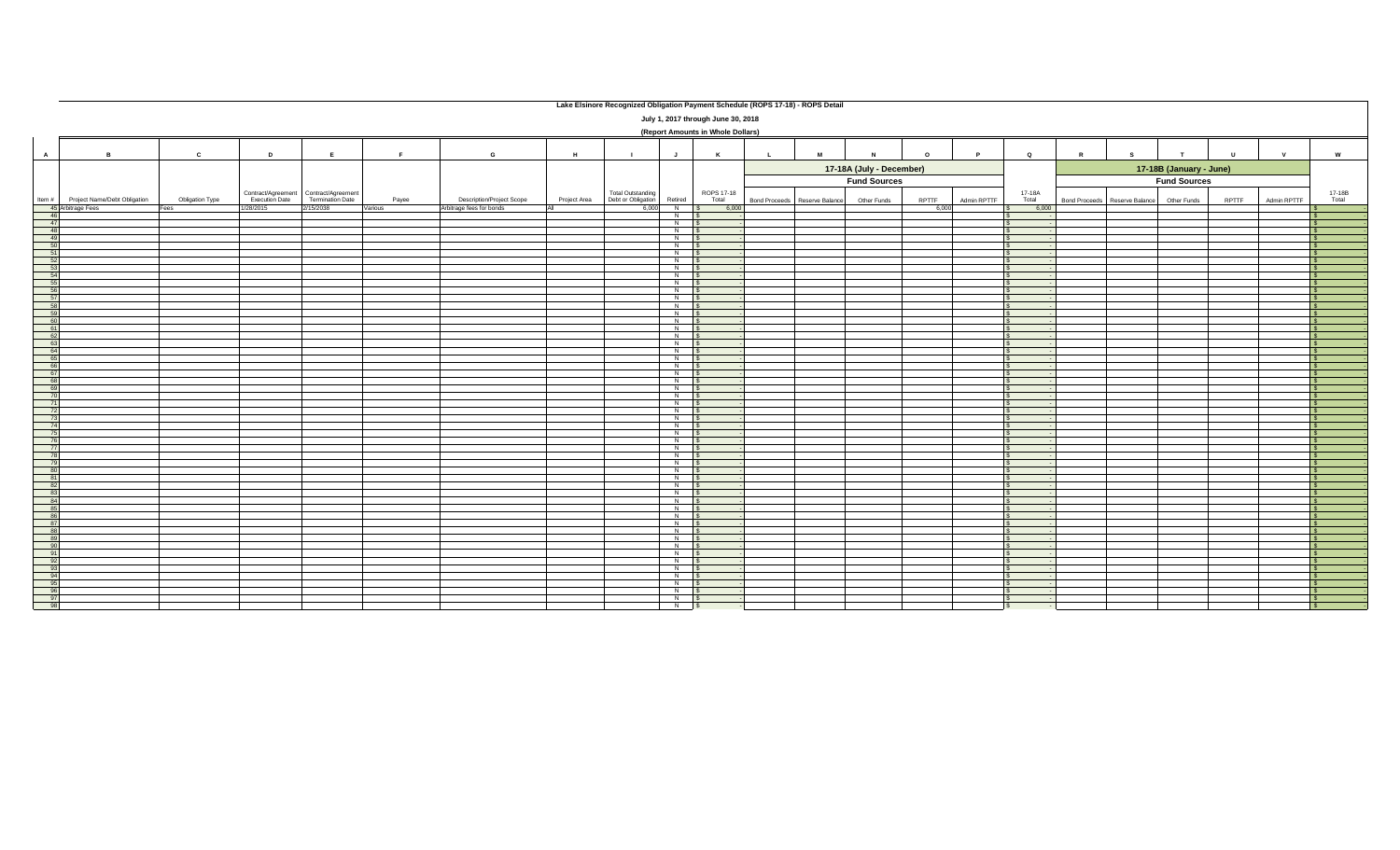# Lake Elsinore Recognized Obligation Payment Schedule (ROPS 17-18) - ROPS Detail

## July 1, 2017 through June 30, 2018

### (Report Amounts in Whole Dollars)

| A | B | C | D | E | F | G | H | I | J | K | L | M | N | O | P | Q | R | S | T | U | V | W |
|---|---|---|---|---|---|---|---|---|---|---|---|---|---|---|---|---|---|---|---|---|---|---|
| | | | | | | | | | | | 17-18A (July - December) | | | | | | 17-18B (January - June) | | | | | |
| | | | | | | | | | | | Fund Sources | | | | | | Fund Sources | | | | | |
| Item # | Project Name/Debt Obligation | Obligation Type | Contract/Agreement Execution Date | Contract/Agreement Termination Date | Payee | Description/Project Scope | Project Area | Total Outstanding Debt or Obligation | Retired | ROPS 17-18 Total | Bond Proceeds | Reserve Balance | Other Funds | RPTTF | Admin RPTTF | 17-18A Total | Bond Proceeds | Reserve Balance | Other Funds | RPTTF | Admin RPTTF | 17-18B Total |
| 45 | Arbitrage Fees | Fees | 1/28/2015 | 2/15/2038 | Various | Arbitrage fees for bonds | All | 6,000 | N | $ 6,000 | | | | 6,000 | | $ 6,000 | | | | | | $ - |
| 46 | | | | | | | | | N | $ - | | | | | | $ - | | | | | | $ - |
| 47 | | | | | | | | | N | $ - | | | | | | $ - | | | | | | $ - |
| 48 | | | | | | | | | N | $ - | | | | | | $ - | | | | | | $ - |
| 49 | | | | | | | | | N | $ - | | | | | | $ - | | | | | | $ - |
| 50 | | | | | | | | | N | $ - | | | | | | $ - | | | | | | $ - |
| 51 | | | | | | | | | N | $ - | | | | | | $ - | | | | | | $ - |
| 52 | | | | | | | | | N | $ - | | | | | | $ - | | | | | | $ - |
| 53 | | | | | | | | | N | $ - | | | | | | $ - | | | | | | $ - |
| 54 | | | | | | | | | N | $ - | | | | | | $ - | | | | | | $ - |
| 55 | | | | | | | | | N | $ - | | | | | | $ - | | | | | | $ - |
| 56 | | | | | | | | | N | $ - | | | | | | $ - | | | | | | $ - |
| 57 | | | | | | | | | N | $ - | | | | | | $ - | | | | | | $ - |
| 58 | | | | | | | | | N | $ - | | | | | | $ - | | | | | | $ - |
| 59 | | | | | | | | | N | $ - | | | | | | $ - | | | | | | $ - |
| 60 | | | | | | | | | N | $ - | | | | | | $ - | | | | | | $ - |
| 61 | | | | | | | | | N | $ - | | | | | | $ - | | | | | | $ - |
| 62 | | | | | | | | | N | $ - | | | | | | $ - | | | | | | $ - |
| 63 | | | | | | | | | N | $ - | | | | | | $ - | | | | | | $ - |
| 64 | | | | | | | | | N | $ - | | | | | | $ - | | | | | | $ - |
| 65 | | | | | | | | | N | $ - | | | | | | $ - | | | | | | $ - |
| 66 | | | | | | | | | N | $ - | | | | | | $ - | | | | | | $ - |
| 67 | | | | | | | | | N | $ - | | | | | | $ - | | | | | | $ - |
| 68 | | | | | | | | | N | $ - | | | | | | $ - | | | | | | $ - |
| 69 | | | | | | | | | N | $ - | | | | | | $ - | | | | | | $ - |
| 70 | | | | | | | | | N | $ - | | | | | | $ - | | | | | | $ - |
| 71 | | | | | | | | | N | $ - | | | | | | $ - | | | | | | $ - |
| 72 | | | | | | | | | N | $ - | | | | | | $ - | | | | | | $ - |
| 73 | | | | | | | | | N | $ - | | | | | | $ - | | | | | | $ - |
| 74 | | | | | | | | | N | $ - | | | | | | $ - | | | | | | $ - |
| 75 | | | | | | | | | N | $ - | | | | | | $ - | | | | | | $ - |
| 76 | | | | | | | | | N | $ - | | | | | | $ - | | | | | | $ - |
| 77 | | | | | | | | | N | $ - | | | | | | $ - | | | | | | $ - |
| 78 | | | | | | | | | N | $ - | | | | | | $ - | | | | | | $ - |
| 79 | | | | | | | | | N | $ - | | | | | | $ - | | | | | | $ - |
| 80 | | | | | | | | | N | $ - | | | | | | $ - | | | | | | $ - |
| 81 | | | | | | | | | N | $ - | | | | | | $ - | | | | | | $ - |
| 82 | | | | | | | | | N | $ - | | | | | | $ - | | | | | | $ - |
| 83 | | | | | | | | | N | $ - | | | | | | $ - | | | | | | $ - |
| 84 | | | | | | | | | N | $ - | | | | | | $ - | | | | | | $ - |
| 85 | | | | | | | | | N | $ - | | | | | | $ - | | | | | | $ - |
| 86 | | | | | | | | | N | $ - | | | | | | $ - | | | | | | $ - |
| 87 | | | | | | | | | N | $ - | | | | | | $ - | | | | | | $ - |
| 88 | | | | | | | | | N | $ - | | | | | | $ - | | | | | | $ - |
| 89 | | | | | | | | | N | $ - | | | | | | $ - | | | | | | $ - |
| 90 | | | | | | | | | N | $ - | | | | | | $ - | | | | | | $ - |
| 91 | | | | | | | | | N | $ - | | | | | | $ - | | | | | | $ - |
| 92 | | | | | | | | | N | $ - | | | | | | $ - | | | | | | $ - |
| 93 | | | | | | | | | N | $ - | | | | | | $ - | | | | | | $ - |
| 94 | | | | | | | | | N | $ - | | | | | | $ - | | | | | | $ - |
| 95 | | | | | | | | | N | $ - | | | | | | $ - | | | | | | $ - |
| 96 | | | | | | | | | N | $ - | | | | | | $ - | | | | | | $ - |
| 97 | | | | | | | | | N | $ - | | | | | | $ - | | | | | | $ - |
| 98 | | | | | | | | | N | $ - | | | | | | $ - | | | | | | $ - |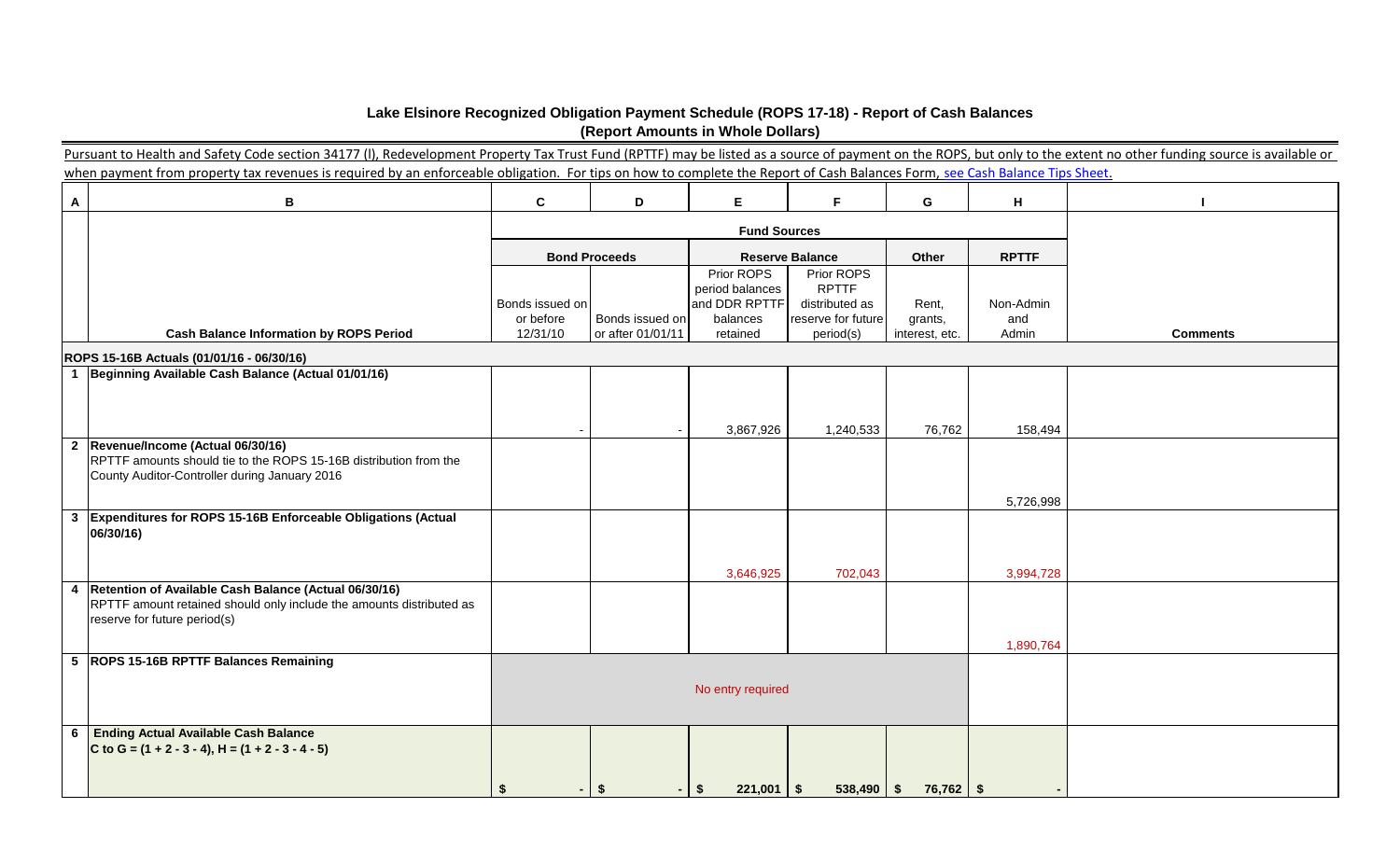# Lake Elsinore Recognized Obligation Payment Schedule (ROPS 17-18) - Report of Cash Balances

## (Report Amounts in Whole Dollars)

Pursuant to Health and Safety Code section 34177 (l), Redevelopment Property Tax Trust Fund (RPTTF) may be listed as a source of payment on the ROPS, but only to the extent no other funding source is available or when payment from property tax revenues is required by an enforceable obligation. For tips on how to complete the Report of Cash Balances Form, see Cash Balance Tips Sheet.

| A | B | C | D | E | F | G | H | I |
|---|---|---|---|---|---|---|---|---|
| | | Fund Sources | | | | | | |
| | | Bond Proceeds | | Reserve Balance | | Other | RPTTF | |
| | Cash Balance Information by ROPS Period | Bonds issued on or before 12/31/10 | Bonds issued on or after 01/01/11 | Prior ROPS period balances and DDR RPTTF balances retained | Prior ROPS RPTTF distributed as reserve for future period(s) | Rent, grants, interest, etc. | Non-Admin and Admin | Comments |
| | **ROPS 15-16B Actuals (01/01/16 - 06/30/16)** | | | | | | | |
| 1 | **Beginning Available Cash Balance (Actual 01/01/16)** | - | - | 3,867,926 | 1,240,533 | 76,762 | 158,494 | |
| 2 | **Revenue/Income (Actual 06/30/16)** RPTTF amounts should tie to the ROPS 15-16B distribution from the County Auditor-Controller during January 2016 | | | | | | 5,726,998 | |
| 3 | **Expenditures for ROPS 15-16B Enforceable Obligations (Actual 06/30/16)** | | | 3,646,925 | 702,043 | | 3,994,728 | |
| 4 | **Retention of Available Cash Balance (Actual 06/30/16)** RPTTF amount retained should only include the amounts distributed as reserve for future period(s) | | | | | | 1,890,764 | |
| 5 | **ROPS 15-16B RPTTF Balances Remaining** | No entry required | | | | | | |
| 6 | **Ending Actual Available Cash Balance** **C to G = (1 + 2 - 3 - 4), H = (1 + 2 - 3 - 4 - 5)** | **$ -** | **$ -** | **$ 221,001** | **$ 538,490** | **$ 76,762** | **$ -** | |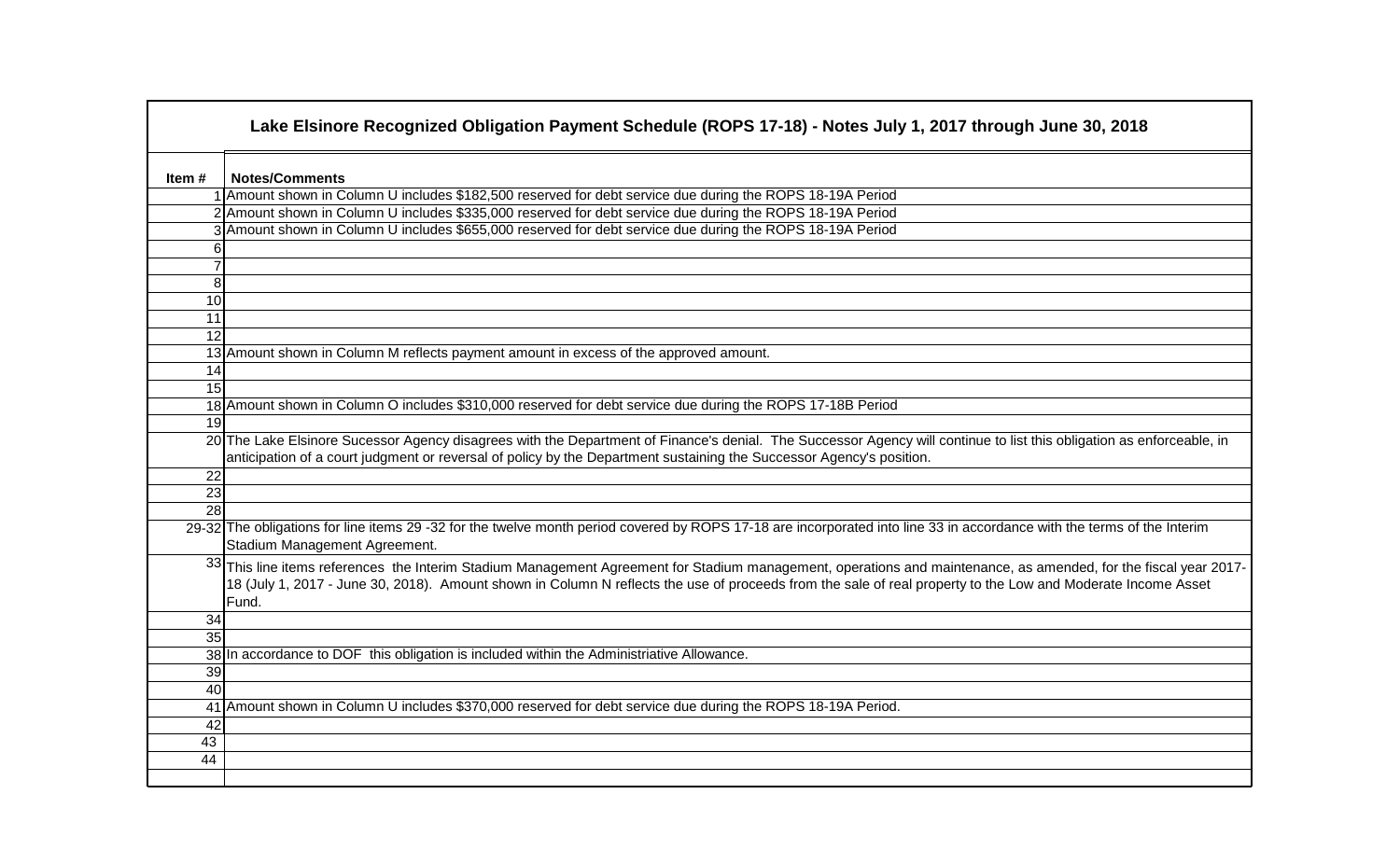## Lake Elsinore Recognized Obligation Payment Schedule (ROPS 17-18) - Notes July 1, 2017 through June 30, 2018

| Item # | Notes/Comments |
|---|---|
| 1 | Amount shown in Column U includes $182,500 reserved for debt service due during the ROPS 18-19A Period |
| 2 | Amount shown in Column U includes $335,000 reserved for debt service due during the ROPS 18-19A Period |
| 3 | Amount shown in Column U includes $655,000 reserved for debt service due during the ROPS 18-19A Period |
| 6 | |
| 7 | |
| 8 | |
| 10 | |
| 11 | |
| 12 | |
| 13 | Amount shown in Column M reflects payment amount in excess of the approved amount. |
| 14 | |
| 15 | |
| 18 | Amount shown in Column O includes $310,000 reserved for debt service due during the ROPS 17-18B Period |
| 19 | |
| 20 | The Lake Elsinore Sucessor Agency disagrees with the Department of Finance's denial. The Successor Agency will continue to list this obligation as enforceable, in anticipation of a court judgment or reversal of policy by the Department sustaining the Successor Agency's position. |
| 22 | |
| 23 | |
| 28 | |
| 29-32 | The obligations for line items 29 -32 for the twelve month period covered by ROPS 17-18 are incorporated into line 33 in accordance with the terms of the Interim Stadium Management Agreement. |
| 33 | This line items references the Interim Stadium Management Agreement for Stadium management, operations and maintenance, as amended, for the fiscal year 2017-18 (July 1, 2017 - June 30, 2018). Amount shown in Column N reflects the use of proceeds from the sale of real property to the Low and Moderate Income Asset Fund. |
| 34 | |
| 35 | |
| 38 | In accordance to DOF this obligation is included within the Administriative Allowance. |
| 39 | |
| 40 | |
| 41 | Amount shown in Column U includes $370,000 reserved for debt service due during the ROPS 18-19A Period. |
| 42 | |
| 43 | |
| 44 | |